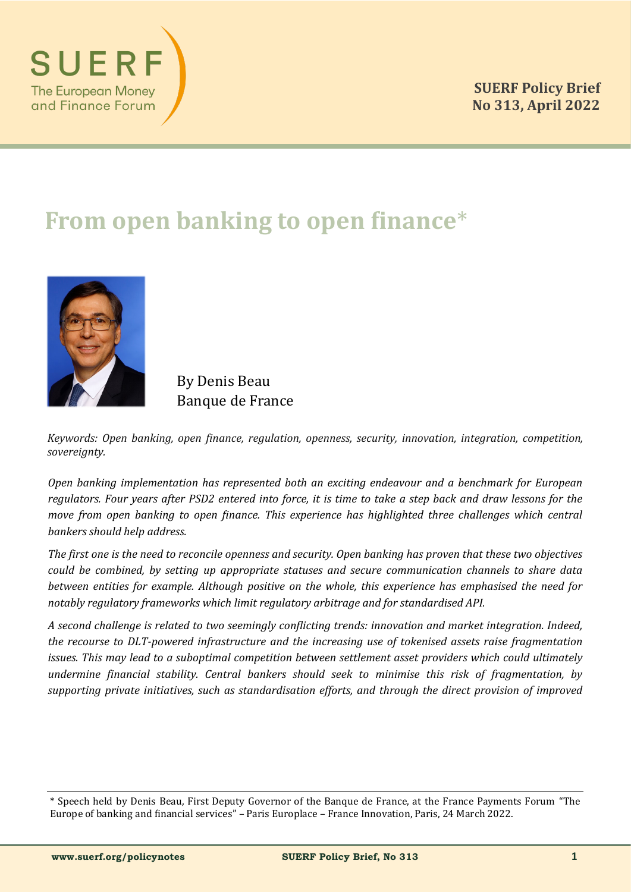**SUERF Policy Brief**
**No 313, April 2022**

# From open banking to open finance*

By Denis Beau
Banque de France

*Keywords: Open banking, open finance, regulation, openness, security, innovation, integration, competition, sovereignty.*

*Open banking implementation has represented both an exciting endeavour and a benchmark for European regulators. Four years after PSD2 entered into force, it is time to take a step back and draw lessons for the move from open banking to open finance. This experience has highlighted three challenges which central bankers should help address.*

*The first one is the need to reconcile openness and security. Open banking has proven that these two objectives could be combined, by setting up appropriate statuses and secure communication channels to share data between entities for example. Although positive on the whole, this experience has emphasised the need for notably regulatory frameworks which limit regulatory arbitrage and for standardised API.*

*A second challenge is related to two seemingly conflicting trends: innovation and market integration. Indeed, the recourse to DLT-powered infrastructure and the increasing use of tokenised assets raise fragmentation issues. This may lead to a suboptimal competition between settlement asset providers which could ultimately undermine financial stability. Central bankers should seek to minimise this risk of fragmentation, by supporting private initiatives, such as standardisation efforts, and through the direct provision of improved*

---

* Speech held by Denis Beau, First Deputy Governor of the Banque de France, at the France Payments Forum "The Europe of banking and financial services" – Paris Europlace – France Innovation, Paris, 24 March 2022.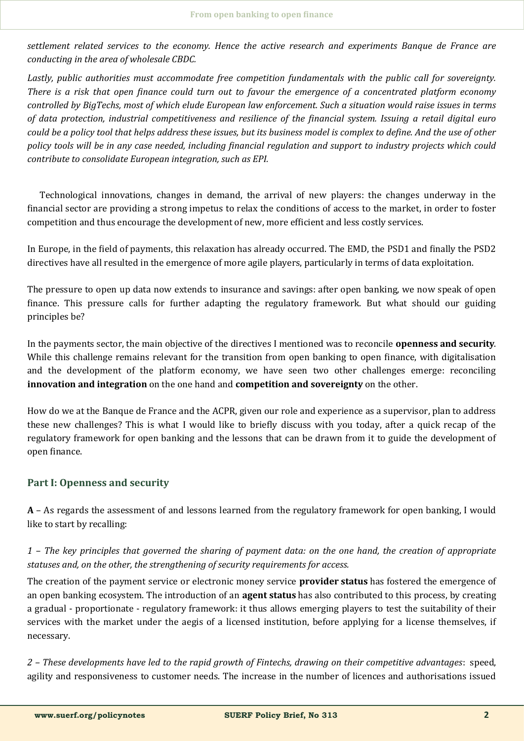*settlement related services to the economy. Hence the active research and experiments Banque de France are conducting in the area of wholesale CBDC.*

*Lastly, public authorities must accommodate free competition fundamentals with the public call for sovereignty. There is a risk that open finance could turn out to favour the emergence of a concentrated platform economy controlled by BigTechs, most of which elude European law enforcement. Such a situation would raise issues in terms of data protection, industrial competitiveness and resilience of the financial system. Issuing a retail digital euro could be a policy tool that helps address these issues, but its business model is complex to define. And the use of other policy tools will be in any case needed, including financial regulation and support to industry projects which could contribute to consolidate European integration, such as EPI.*

Technological innovations, changes in demand, the arrival of new players: the changes underway in the financial sector are providing a strong impetus to relax the conditions of access to the market, in order to foster competition and thus encourage the development of new, more efficient and less costly services.

In Europe, in the field of payments, this relaxation has already occurred. The EMD, the PSD1 and finally the PSD2 directives have all resulted in the emergence of more agile players, particularly in terms of data exploitation.

The pressure to open up data now extends to insurance and savings: after open banking, we now speak of open finance. This pressure calls for further adapting the regulatory framework. But what should our guiding principles be?

In the payments sector, the main objective of the directives I mentioned was to reconcile **openness and security**. While this challenge remains relevant for the transition from open banking to open finance, with digitalisation and the development of the platform economy, we have seen two other challenges emerge: reconciling **innovation and integration** on the one hand and **competition and sovereignty** on the other.

How do we at the Banque de France and the ACPR, given our role and experience as a supervisor, plan to address these new challenges? This is what I would like to briefly discuss with you today, after a quick recap of the regulatory framework for open banking and the lessons that can be drawn from it to guide the development of open finance.

## Part I: Openness and security

**A** – As regards the assessment of and lessons learned from the regulatory framework for open banking, I would like to start by recalling:

*1 – The key principles that governed the sharing of payment data: on the one hand, the creation of appropriate statuses and, on the other, the strengthening of security requirements for access.*

The creation of the payment service or electronic money service **provider status** has fostered the emergence of an open banking ecosystem. The introduction of an **agent status** has also contributed to this process, by creating a gradual - proportionate - regulatory framework: it thus allows emerging players to test the suitability of their services with the market under the aegis of a licensed institution, before applying for a license themselves, if necessary.

*2 – These developments have led to the rapid growth of Fintechs, drawing on their competitive advantages*: speed, agility and responsiveness to customer needs. The increase in the number of licences and authorisations issued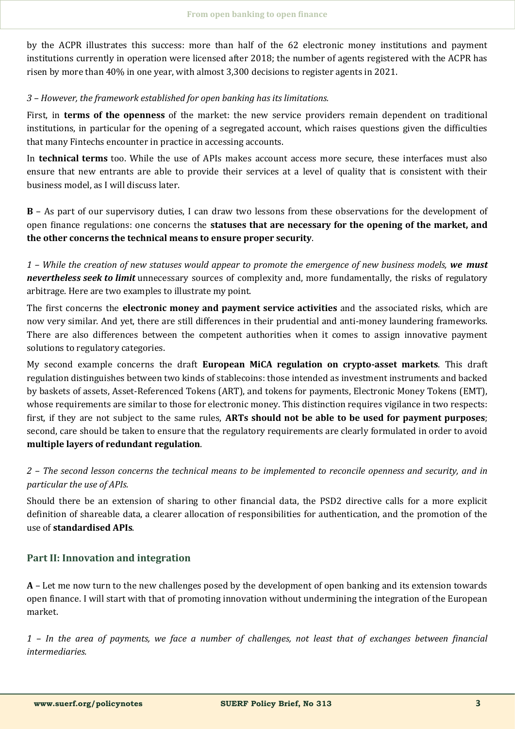by the ACPR illustrates this success: more than half of the 62 electronic money institutions and payment institutions currently in operation were licensed after 2018; the number of agents registered with the ACPR has risen by more than 40% in one year, with almost 3,300 decisions to register agents in 2021.

*3 – However, the framework established for open banking has its limitations.*

First, in **terms of the openness** of the market: the new service providers remain dependent on traditional institutions, in particular for the opening of a segregated account, which raises questions given the difficulties that many Fintechs encounter in practice in accessing accounts.

In **technical terms** too. While the use of APIs makes account access more secure, these interfaces must also ensure that new entrants are able to provide their services at a level of quality that is consistent with their business model, as I will discuss later.

**B** – As part of our supervisory duties, I can draw two lessons from these observations for the development of open finance regulations: one concerns the **statuses that are necessary for the opening of the market, and the other concerns the technical means to ensure proper security**.

*1 – While the creation of new statuses would appear to promote the emergence of new business models, **we must nevertheless seek to limit*** unnecessary sources of complexity and, more fundamentally, the risks of regulatory arbitrage. Here are two examples to illustrate my point.

The first concerns the **electronic money and payment service activities** and the associated risks, which are now very similar. And yet, there are still differences in their prudential and anti-money laundering frameworks. There are also differences between the competent authorities when it comes to assign innovative payment solutions to regulatory categories.

My second example concerns the draft **European MiCA regulation on crypto-asset markets**. This draft regulation distinguishes between two kinds of stablecoins: those intended as investment instruments and backed by baskets of assets, Asset-Referenced Tokens (ART), and tokens for payments, Electronic Money Tokens (EMT), whose requirements are similar to those for electronic money. This distinction requires vigilance in two respects: first, if they are not subject to the same rules, **ARTs should not be able to be used for payment purposes**; second, care should be taken to ensure that the regulatory requirements are clearly formulated in order to avoid **multiple layers of redundant regulation**.

*2 – The second lesson concerns the technical means to be implemented to reconcile openness and security, and in particular the use of APIs.*

Should there be an extension of sharing to other financial data, the PSD2 directive calls for a more explicit definition of shareable data, a clearer allocation of responsibilities for authentication, and the promotion of the use of **standardised APIs**.

## Part II: Innovation and integration

**A** – Let me now turn to the new challenges posed by the development of open banking and its extension towards open finance. I will start with that of promoting innovation without undermining the integration of the European market.

*1 – In the area of payments, we face a number of challenges, not least that of exchanges between financial intermediaries.*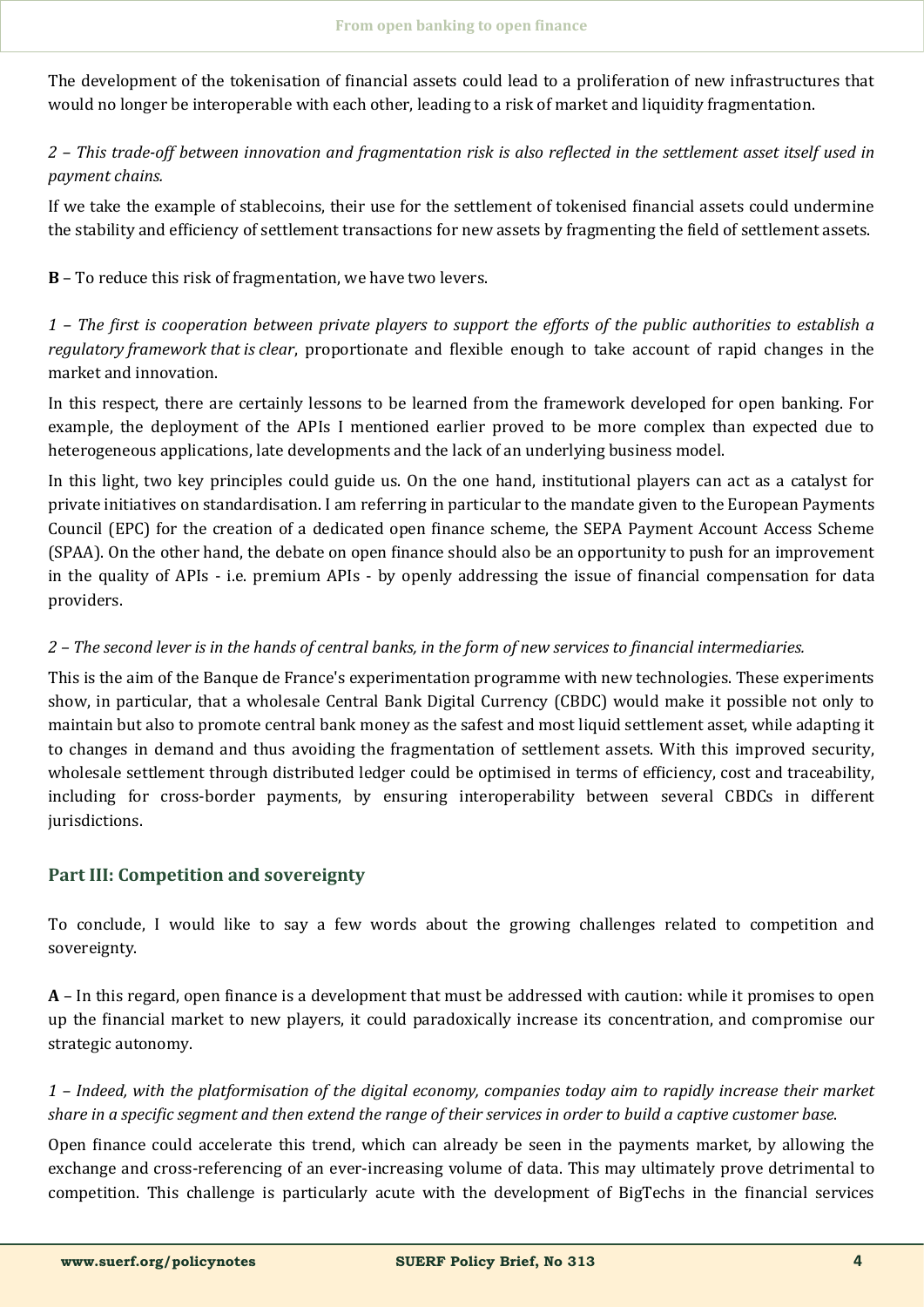The development of the tokenisation of financial assets could lead to a proliferation of new infrastructures that would no longer be interoperable with each other, leading to a risk of market and liquidity fragmentation.

*2 – This trade-off between innovation and fragmentation risk is also reflected in the settlement asset itself used in payment chains.*

If we take the example of stablecoins, their use for the settlement of tokenised financial assets could undermine the stability and efficiency of settlement transactions for new assets by fragmenting the field of settlement assets.

**B** – To reduce this risk of fragmentation, we have two levers.

*1 – The first is cooperation between private players to support the efforts of the public authorities to establish a regulatory framework that is clear*, proportionate and flexible enough to take account of rapid changes in the market and innovation.

In this respect, there are certainly lessons to be learned from the framework developed for open banking. For example, the deployment of the APIs I mentioned earlier proved to be more complex than expected due to heterogeneous applications, late developments and the lack of an underlying business model.

In this light, two key principles could guide us. On the one hand, institutional players can act as a catalyst for private initiatives on standardisation. I am referring in particular to the mandate given to the European Payments Council (EPC) for the creation of a dedicated open finance scheme, the SEPA Payment Account Access Scheme (SPAA). On the other hand, the debate on open finance should also be an opportunity to push for an improvement in the quality of APIs - i.e. premium APIs - by openly addressing the issue of financial compensation for data providers.

*2 – The second lever is in the hands of central banks, in the form of new services to financial intermediaries.*

This is the aim of the Banque de France's experimentation programme with new technologies. These experiments show, in particular, that a wholesale Central Bank Digital Currency (CBDC) would make it possible not only to maintain but also to promote central bank money as the safest and most liquid settlement asset, while adapting it to changes in demand and thus avoiding the fragmentation of settlement assets. With this improved security, wholesale settlement through distributed ledger could be optimised in terms of efficiency, cost and traceability, including for cross-border payments, by ensuring interoperability between several CBDCs in different jurisdictions.

## Part III: Competition and sovereignty

To conclude, I would like to say a few words about the growing challenges related to competition and sovereignty.

**A** – In this regard, open finance is a development that must be addressed with caution: while it promises to open up the financial market to new players, it could paradoxically increase its concentration, and compromise our strategic autonomy.

*1 – Indeed, with the platformisation of the digital economy, companies today aim to rapidly increase their market share in a specific segment and then extend the range of their services in order to build a captive customer base.*

Open finance could accelerate this trend, which can already be seen in the payments market, by allowing the exchange and cross-referencing of an ever-increasing volume of data. This may ultimately prove detrimental to competition. This challenge is particularly acute with the development of BigTechs in the financial services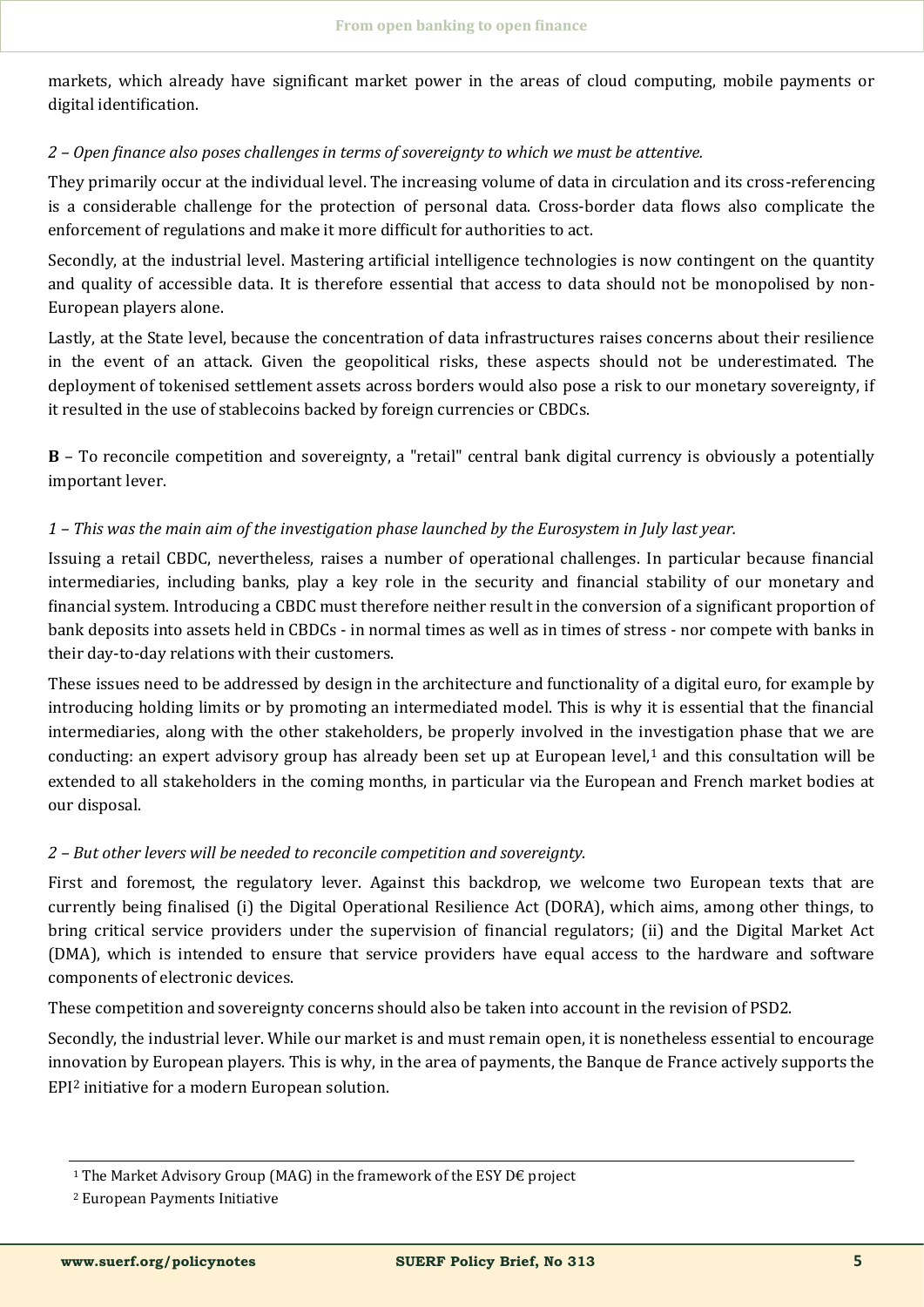markets, which already have significant market power in the areas of cloud computing, mobile payments or digital identification.

*2 – Open finance also poses challenges in terms of sovereignty to which we must be attentive.*

They primarily occur at the individual level. The increasing volume of data in circulation and its cross-referencing is a considerable challenge for the protection of personal data. Cross-border data flows also complicate the enforcement of regulations and make it more difficult for authorities to act.

Secondly, at the industrial level. Mastering artificial intelligence technologies is now contingent on the quantity and quality of accessible data. It is therefore essential that access to data should not be monopolised by non-European players alone.

Lastly, at the State level, because the concentration of data infrastructures raises concerns about their resilience in the event of an attack. Given the geopolitical risks, these aspects should not be underestimated. The deployment of tokenised settlement assets across borders would also pose a risk to our monetary sovereignty, if it resulted in the use of stablecoins backed by foreign currencies or CBDCs.

**B** – To reconcile competition and sovereignty, a "retail" central bank digital currency is obviously a potentially important lever.

*1 – This was the main aim of the investigation phase launched by the Eurosystem in July last year.*

Issuing a retail CBDC, nevertheless, raises a number of operational challenges. In particular because financial intermediaries, including banks, play a key role in the security and financial stability of our monetary and financial system. Introducing a CBDC must therefore neither result in the conversion of a significant proportion of bank deposits into assets held in CBDCs - in normal times as well as in times of stress - nor compete with banks in their day-to-day relations with their customers.

These issues need to be addressed by design in the architecture and functionality of a digital euro, for example by introducing holding limits or by promoting an intermediated model. This is why it is essential that the financial intermediaries, along with the other stakeholders, be properly involved in the investigation phase that we are conducting: an expert advisory group has already been set up at European level,[1] and this consultation will be extended to all stakeholders in the coming months, in particular via the European and French market bodies at our disposal.

*2 – But other levers will be needed to reconcile competition and sovereignty.*

First and foremost, the regulatory lever. Against this backdrop, we welcome two European texts that are currently being finalised (i) the Digital Operational Resilience Act (DORA), which aims, among other things, to bring critical service providers under the supervision of financial regulators; (ii) and the Digital Market Act (DMA), which is intended to ensure that service providers have equal access to the hardware and software components of electronic devices.

These competition and sovereignty concerns should also be taken into account in the revision of PSD2.

Secondly, the industrial lever. While our market is and must remain open, it is nonetheless essential to encourage innovation by European players. This is why, in the area of payments, the Banque de France actively supports the EPI[2] initiative for a modern European solution.

---

[1] The Market Advisory Group (MAG) in the framework of the ESY D€ project

[2] European Payments Initiative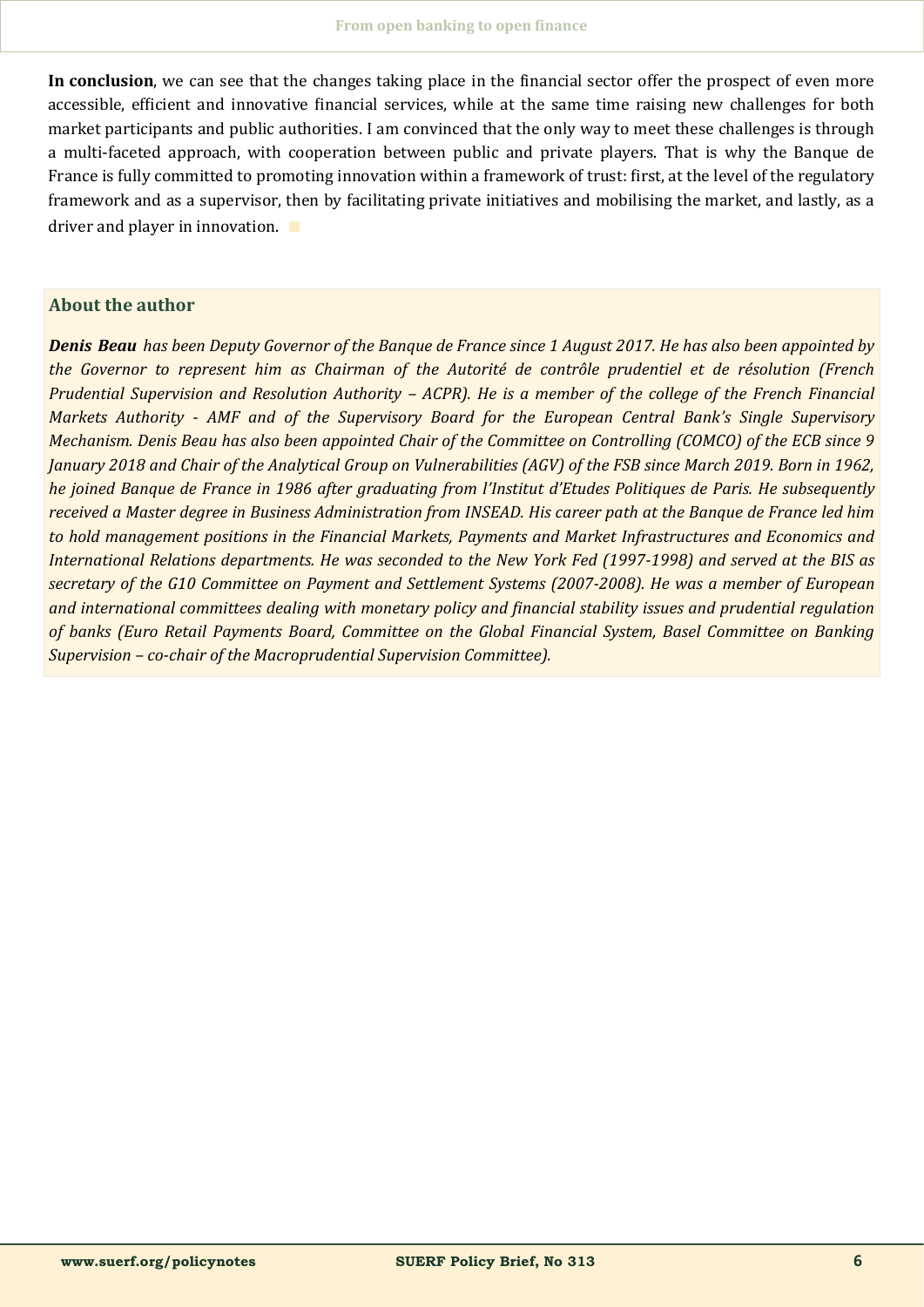**In conclusion**, we can see that the changes taking place in the financial sector offer the prospect of even more accessible, efficient and innovative financial services, while at the same time raising new challenges for both market participants and public authorities. I am convinced that the only way to meet these challenges is through a multi-faceted approach, with cooperation between public and private players. That is why the Banque de France is fully committed to promoting innovation within a framework of trust: first, at the level of the regulatory framework and as a supervisor, then by facilitating private initiatives and mobilising the market, and lastly, as a driver and player in innovation. ■

## About the author

***Denis Beau*** *has been Deputy Governor of the Banque de France since 1 August 2017. He has also been appointed by the Governor to represent him as Chairman of the Autorité de contrôle prudentiel et de résolution (French Prudential Supervision and Resolution Authority – ACPR). He is a member of the college of the French Financial Markets Authority - AMF and of the Supervisory Board for the European Central Bank's Single Supervisory Mechanism. Denis Beau has also been appointed Chair of the Committee on Controlling (COMCO) of the ECB since 9 January 2018 and Chair of the Analytical Group on Vulnerabilities (AGV) of the FSB since March 2019. Born in 1962, he joined Banque de France in 1986 after graduating from l'Institut d'Etudes Politiques de Paris. He subsequently received a Master degree in Business Administration from INSEAD. His career path at the Banque de France led him to hold management positions in the Financial Markets, Payments and Market Infrastructures and Economics and International Relations departments. He was seconded to the New York Fed (1997-1998) and served at the BIS as secretary of the G10 Committee on Payment and Settlement Systems (2007-2008). He was a member of European and international committees dealing with monetary policy and financial stability issues and prudential regulation of banks (Euro Retail Payments Board, Committee on the Global Financial System, Basel Committee on Banking Supervision – co-chair of the Macroprudential Supervision Committee).*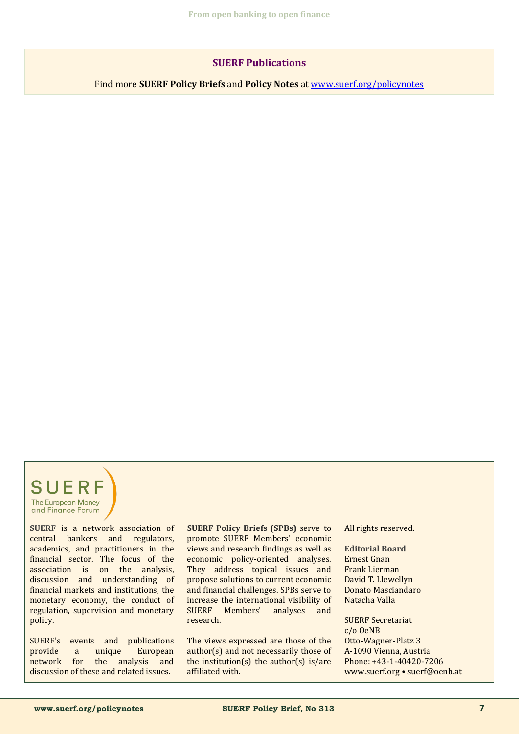## SUERF Publications

Find more **SUERF Policy Briefs** and **Policy Notes** at www.suerf.org/policynotes

SUERF
The European Money and Finance Forum

**SUERF** is a network association of central bankers and regulators, academics, and practitioners in the financial sector. The focus of the association is on the analysis, discussion and understanding of financial markets and institutions, the monetary economy, the conduct of regulation, supervision and monetary policy.

SUERF's events and publications provide a unique European network for the analysis and discussion of these and related issues.

**SUERF Policy Briefs (SPBs)** serve to promote SUERF Members' economic views and research findings as well as economic policy-oriented analyses. They address topical issues and propose solutions to current economic and financial challenges. SPBs serve to increase the international visibility of SUERF Members' analyses and research.

The views expressed are those of the author(s) and not necessarily those of the institution(s) the author(s) is/are affiliated with.

All rights reserved.

**Editorial Board**
Ernest Gnan
Frank Lierman
David T. Llewellyn
Donato Masciandaro
Natacha Valla

SUERF Secretariat
c/o OeNB
Otto-Wagner-Platz 3
A-1090 Vienna, Austria
Phone: +43-1-40420-7206
www.suerf.org • suerf@oenb.at